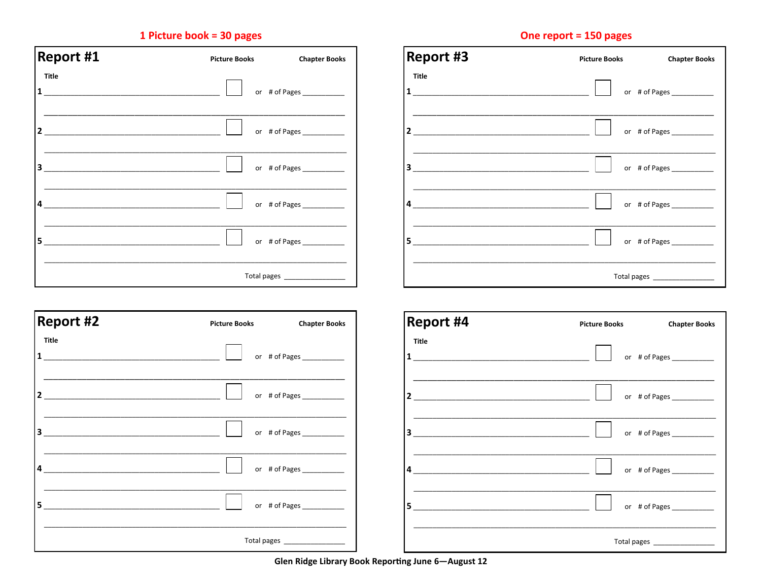**1 Picture book = 30 pages**

## Report #1

| Title | Picture Books | | Chapter Books |
|---|---|---|---|
| 1 ______________________________ | ☐ | or | # of Pages __________ |
| 2 ______________________________ | ☐ | or | # of Pages __________ |
| 3 ______________________________ | ☐ | or | # of Pages __________ |
| 4 ______________________________ | ☐ | or | # of Pages __________ |
| 5 ______________________________ | ☐ | or | # of Pages __________ |
| | | Total pages | ______________ |

## Report #2

| Title | Picture Books | | Chapter Books |
|---|---|---|---|
| 1 ______________________________ | ☐ | or | # of Pages __________ |
| 2 ______________________________ | ☐ | or | # of Pages __________ |
| 3 ______________________________ | ☐ | or | # of Pages __________ |
| 4 ______________________________ | ☐ | or | # of Pages __________ |
| 5 ______________________________ | ☐ | or | # of Pages __________ |
| | | Total pages | ______________ |

**One report = 150 pages**

## Report #3

| Title | Picture Books | | Chapter Books |
|---|---|---|---|
| 1 ______________________________ | ☐ | or | # of Pages __________ |
| 2 ______________________________ | ☐ | or | # of Pages __________ |
| 3 ______________________________ | ☐ | or | # of Pages __________ |
| 4 ______________________________ | ☐ | or | # of Pages __________ |
| 5 ______________________________ | ☐ | or | # of Pages __________ |
| | | Total pages | ______________ |

## Report #4

| Title | Picture Books | | Chapter Books |
|---|---|---|---|
| 1 ______________________________ | ☐ | or | # of Pages __________ |
| 2 ______________________________ | ☐ | or | # of Pages __________ |
| 3 ______________________________ | ☐ | or | # of Pages __________ |
| 4 ______________________________ | ☐ | or | # of Pages __________ |
| 5 ______________________________ | ☐ | or | # of Pages __________ |
| | | Total pages | ______________ |

**Glen Ridge Library Book Reporting June 6—August 12**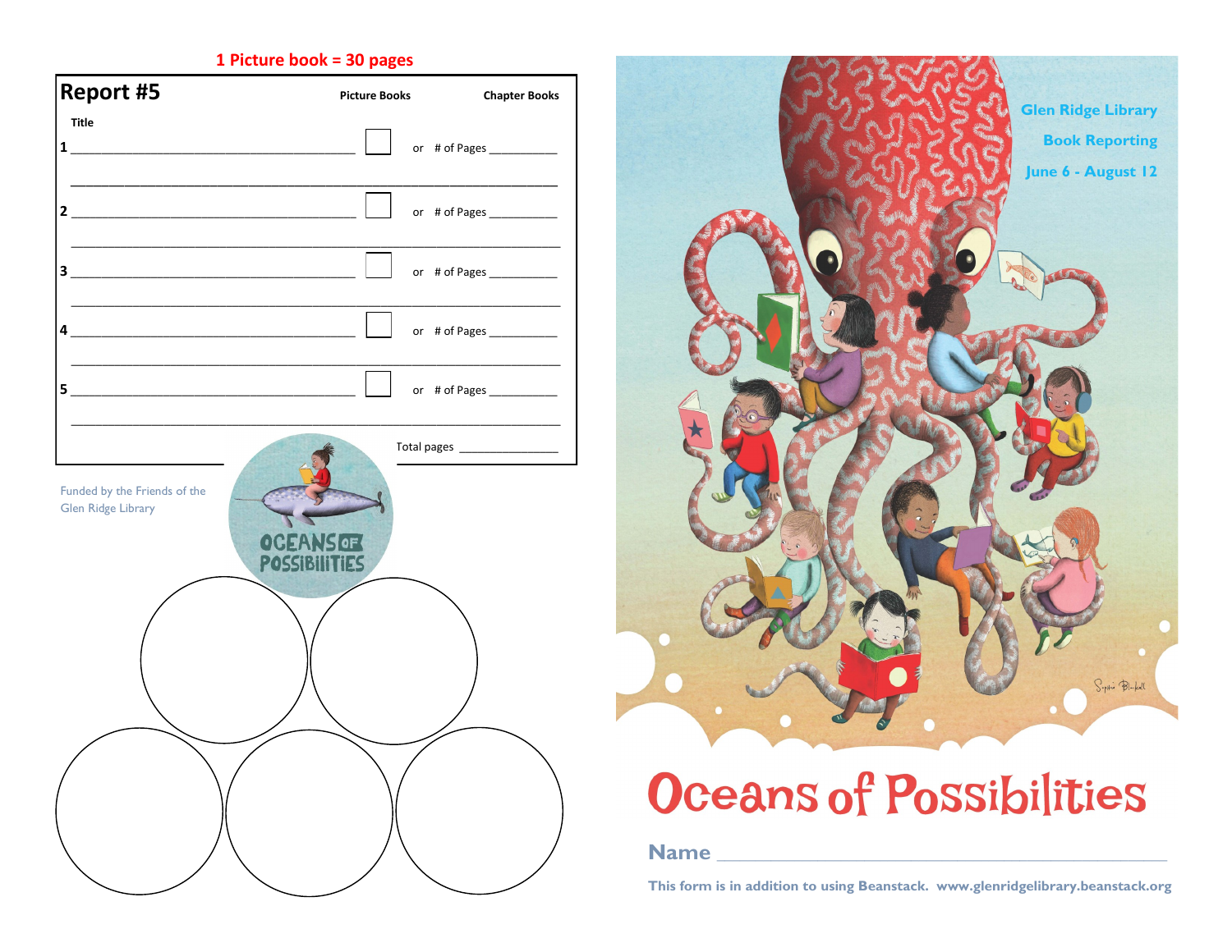**1 Picture book = 30 pages**

## Report #5

| Title | Picture Books | | Chapter Books |
|---|---|---|---|
| 1 ______________________________________ | ☐ | or | # of Pages __________ |
| 2 ______________________________________ | ☐ | or | # of Pages __________ |
| 3 ______________________________________ | ☐ | or | # of Pages __________ |
| 4 ______________________________________ | ☐ | or | # of Pages __________ |
| 5 ______________________________________ | ☐ | or | # of Pages __________ |
| | | | Total pages ________________ |

Funded by the Friends of the Glen Ridge Library

OCEANS OF POSSIBILITIES

Glen Ridge Library

Book Reporting

June 6 - August 12

# Oceans of Possibilities

**Name** ____________________________________________

**This form is in addition to using Beanstack. www.glenridgelibrary.beanstack.org**